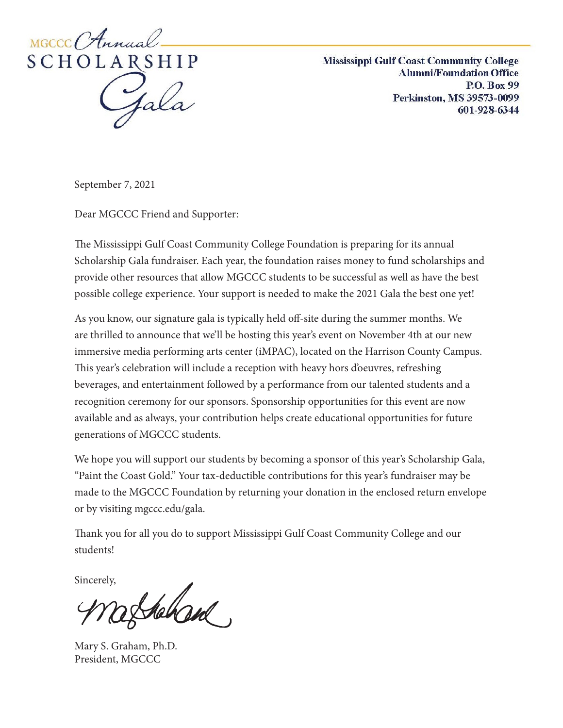MGCCC *Annual* SCHOLARSHIP *Gala*

**Mississippi Gulf Coast Community College**
**Alumni/Foundation Office**
**P.O. Box 99**
**Perkinston, MS 39573-0099**
**601-928-6344**

September 7, 2021

Dear MGCCC Friend and Supporter:

The Mississippi Gulf Coast Community College Foundation is preparing for its annual Scholarship Gala fundraiser. Each year, the foundation raises money to fund scholarships and provide other resources that allow MGCCC students to be successful as well as have the best possible college experience. Your support is needed to make the 2021 Gala the best one yet!

As you know, our signature gala is typically held off-site during the summer months. We are thrilled to announce that we'll be hosting this year's event on November 4th at our new immersive media performing arts center (iMPAC), located on the Harrison County Campus. This year's celebration will include a reception with heavy hors d'oeuvres, refreshing beverages, and entertainment followed by a performance from our talented students and a recognition ceremony for our sponsors. Sponsorship opportunities for this event are now available and as always, your contribution helps create educational opportunities for future generations of MGCCC students.

We hope you will support our students by becoming a sponsor of this year's Scholarship Gala, "Paint the Coast Gold." Your tax-deductible contributions for this year's fundraiser may be made to the MGCCC Foundation by returning your donation in the enclosed return envelope or by visiting mgccc.edu/gala.

Thank you for all you do to support Mississippi Gulf Coast Community College and our students!

Sincerely,

Mary S. Graham, Ph.D.
President, MGCCC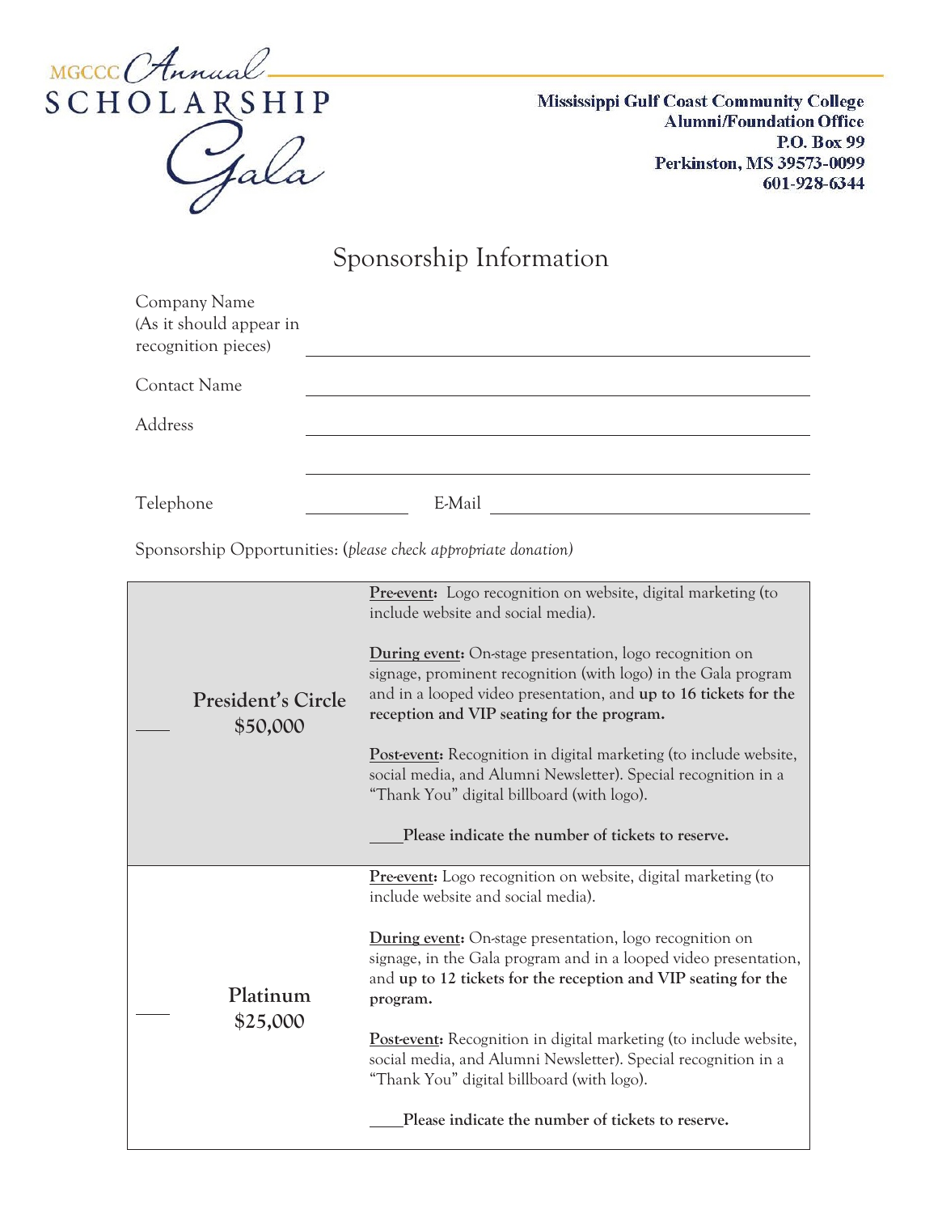MGCCC Annual SCHOLARSHIP Gala

**Mississippi Gulf Coast Community College**
**Alumni/Foundation Office**
**P.O. Box 99**
**Perkinston, MS 39573-0099**
**601-928-6344**

# Sponsorship Information

Company Name (As it should appear in recognition pieces) ______________________________

Contact Name ______________________________

Address ______________________________

______________________________

Telephone ____________ E-Mail ______________________________

Sponsorship Opportunities: (*please check appropriate donation*)

| Sponsorship | Benefits |
|---|---|
| ___ **President's Circle $50,000** | <u>**Pre-event:**</u> Logo recognition on website, digital marketing (to include website and social media).<br><br><u>**During event:**</u> On-stage presentation, logo recognition on signage, prominent recognition (with logo) in the Gala program and in a looped video presentation, and **up to 16 tickets for the reception and VIP seating for the program.**<br><br><u>**Post-event:**</u> Recognition in digital marketing (to include website, social media, and Alumni Newsletter). Special recognition in a "Thank You" digital billboard (with logo).<br><br>____**Please indicate the number of tickets to reserve.** |
| ___ **Platinum $25,000** | <u>**Pre-event:**</u> Logo recognition on website, digital marketing (to include website and social media).<br><br><u>**During event:**</u> On-stage presentation, logo recognition on signage, in the Gala program and in a looped video presentation, and **up to 12 tickets for the reception and VIP seating for the program.**<br><br><u>**Post-event:**</u> Recognition in digital marketing (to include website, social media, and Alumni Newsletter). Special recognition in a "Thank You" digital billboard (with logo).<br><br>____**Please indicate the number of tickets to reserve.** |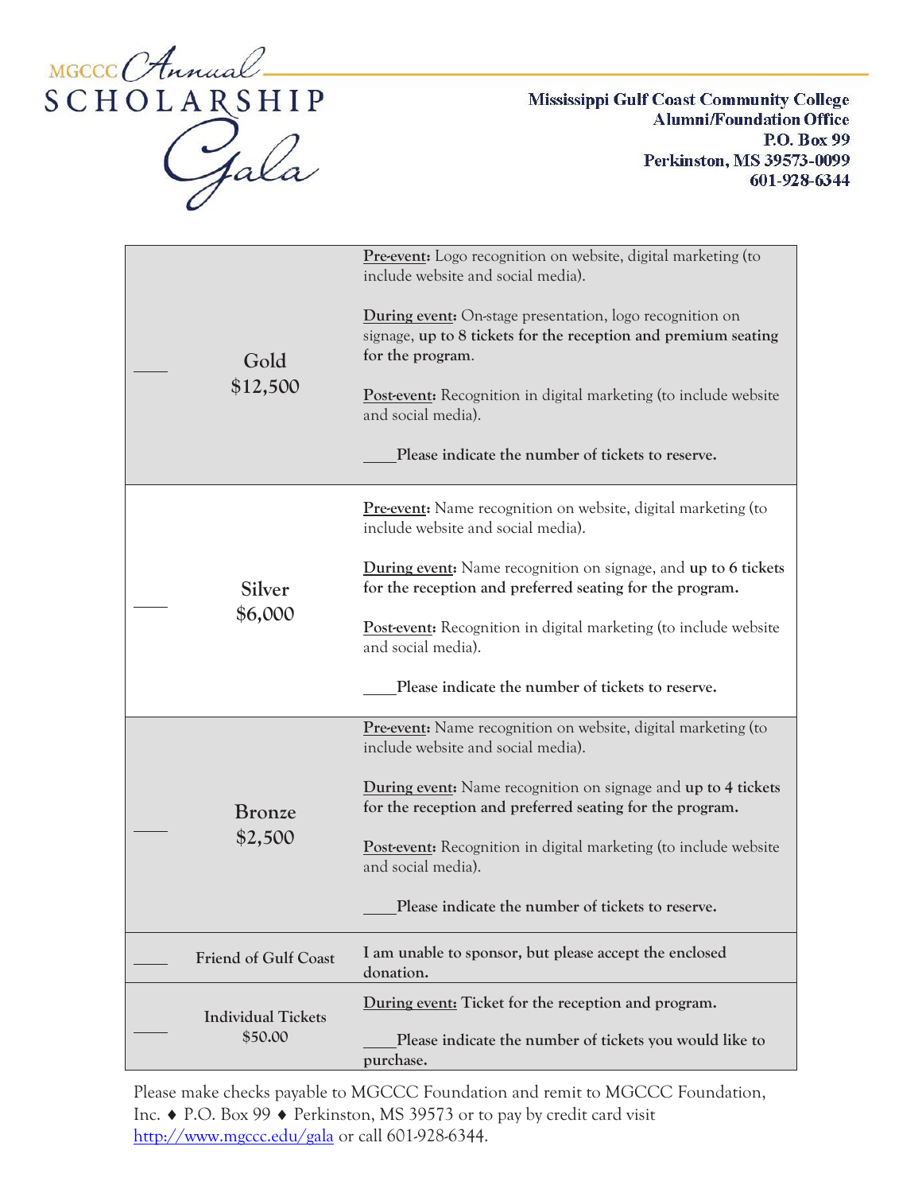# MGCCC Annual SCHOLARSHIP Gala

**Mississippi Gulf Coast Community College**
**Alumni/Foundation Office**
**P.O. Box 99**
**Perkinston, MS 39573-0099**
**601-928-6344**

| | | |
|---|---|---|
| ____ | Gold<br>$12,500 | **Pre-event:** Logo recognition on website, digital marketing (to include website and social media).<br><br>**During event:** On-stage presentation, logo recognition on signage, **up to 8 tickets for the reception and premium seating for the program**.<br><br>**Post-event:** Recognition in digital marketing (to include website and social media).<br><br>____**Please indicate the number of tickets to reserve.** |
| ____ | Silver<br>$6,000 | **Pre-event:** Name recognition on website, digital marketing (to include website and social media).<br><br>**During event:** Name recognition on signage, and **up to 6 tickets for the reception and preferred seating for the program.**<br><br>**Post-event:** Recognition in digital marketing (to include website and social media).<br><br>____**Please indicate the number of tickets to reserve.** |
| ____ | Bronze<br>$2,500 | **Pre-event:** Name recognition on website, digital marketing (to include website and social media).<br><br>**During event:** Name recognition on signage and **up to 4 tickets for the reception and preferred seating for the program.**<br><br>**Post-event:** Recognition in digital marketing (to include website and social media).<br><br>____**Please indicate the number of tickets to reserve.** |
| ____ | Friend of Gulf Coast | **I am unable to sponsor, but please accept the enclosed donation.** |
| ____ | Individual Tickets<br>$50.00 | **During event: Ticket for the reception and program.**<br><br>____**Please indicate the number of tickets you would like to purchase.** |

Please make checks payable to MGCCC Foundation and remit to MGCCC Foundation, Inc. ♦ P.O. Box 99 ♦ Perkinston, MS 39573 or to pay by credit card visit http://www.mgccc.edu/gala or call 601-928-6344.